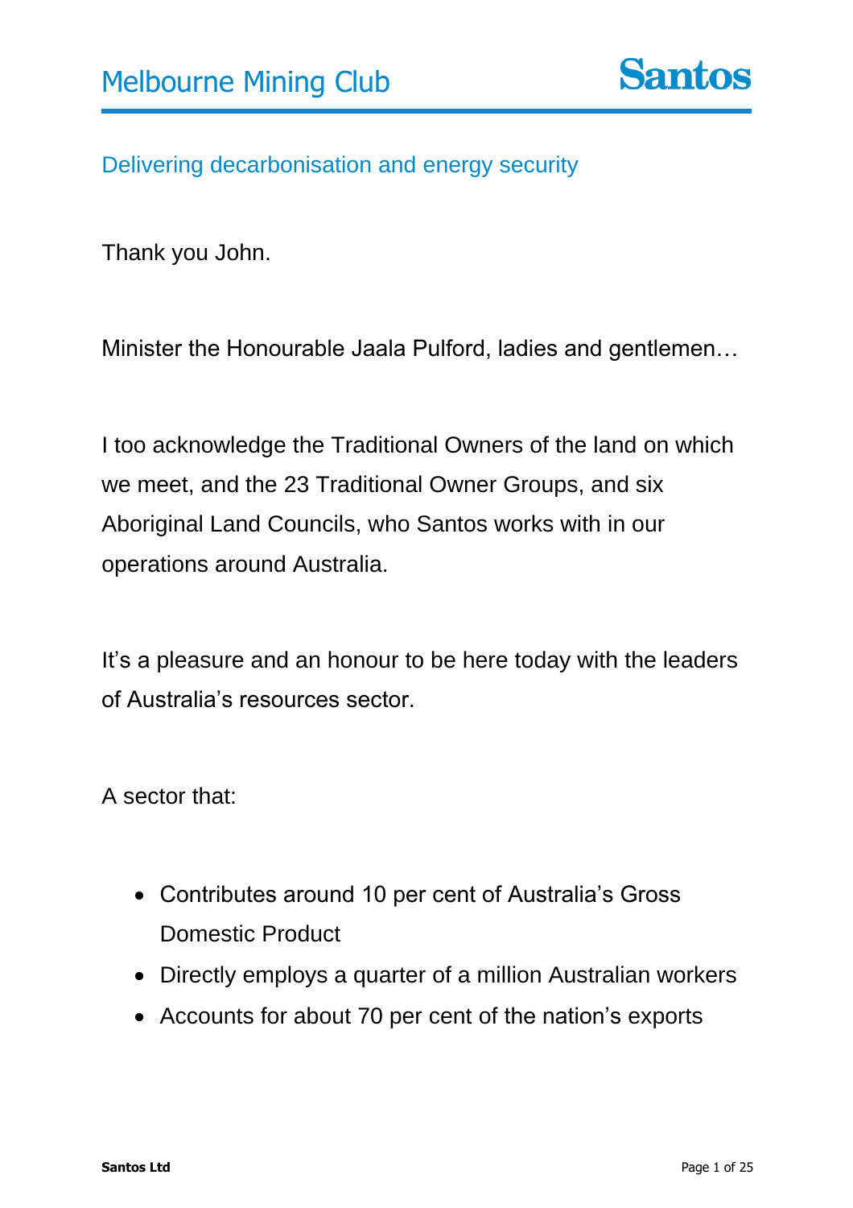# Melbourne Mining Club

## Delivering decarbonisation and energy security

Thank you John.

Minister the Honourable Jaala Pulford, ladies and gentlemen…

I too acknowledge the Traditional Owners of the land on which we meet, and the 23 Traditional Owner Groups, and six Aboriginal Land Councils, who Santos works with in our operations around Australia.

It's a pleasure and an honour to be here today with the leaders of Australia's resources sector.

A sector that:

- Contributes around 10 per cent of Australia's Gross Domestic Product
- Directly employs a quarter of a million Australian workers
- Accounts for about 70 per cent of the nation's exports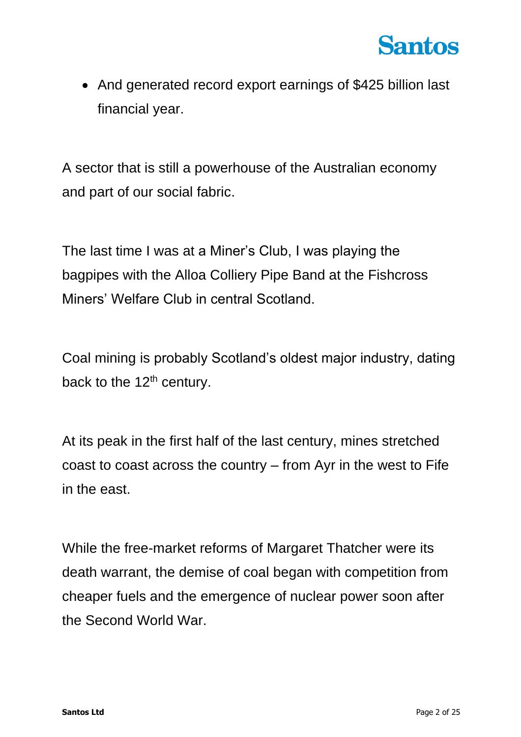- And generated record export earnings of $425 billion last financial year.

A sector that is still a powerhouse of the Australian economy and part of our social fabric.

The last time I was at a Miner's Club, I was playing the bagpipes with the Alloa Colliery Pipe Band at the Fishcross Miners' Welfare Club in central Scotland.

Coal mining is probably Scotland's oldest major industry, dating back to the 12th century.

At its peak in the first half of the last century, mines stretched coast to coast across the country – from Ayr in the west to Fife in the east.

While the free-market reforms of Margaret Thatcher were its death warrant, the demise of coal began with competition from cheaper fuels and the emergence of nuclear power soon after the Second World War.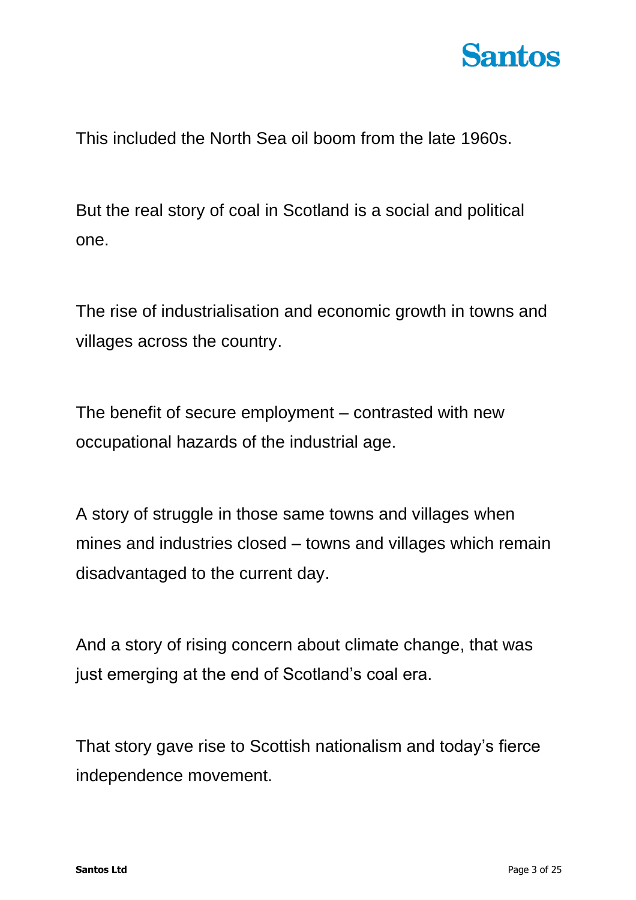This included the North Sea oil boom from the late 1960s.

But the real story of coal in Scotland is a social and political one.

The rise of industrialisation and economic growth in towns and villages across the country.

The benefit of secure employment – contrasted with new occupational hazards of the industrial age.

A story of struggle in those same towns and villages when mines and industries closed – towns and villages which remain disadvantaged to the current day.

And a story of rising concern about climate change, that was just emerging at the end of Scotland's coal era.

That story gave rise to Scottish nationalism and today's fierce independence movement.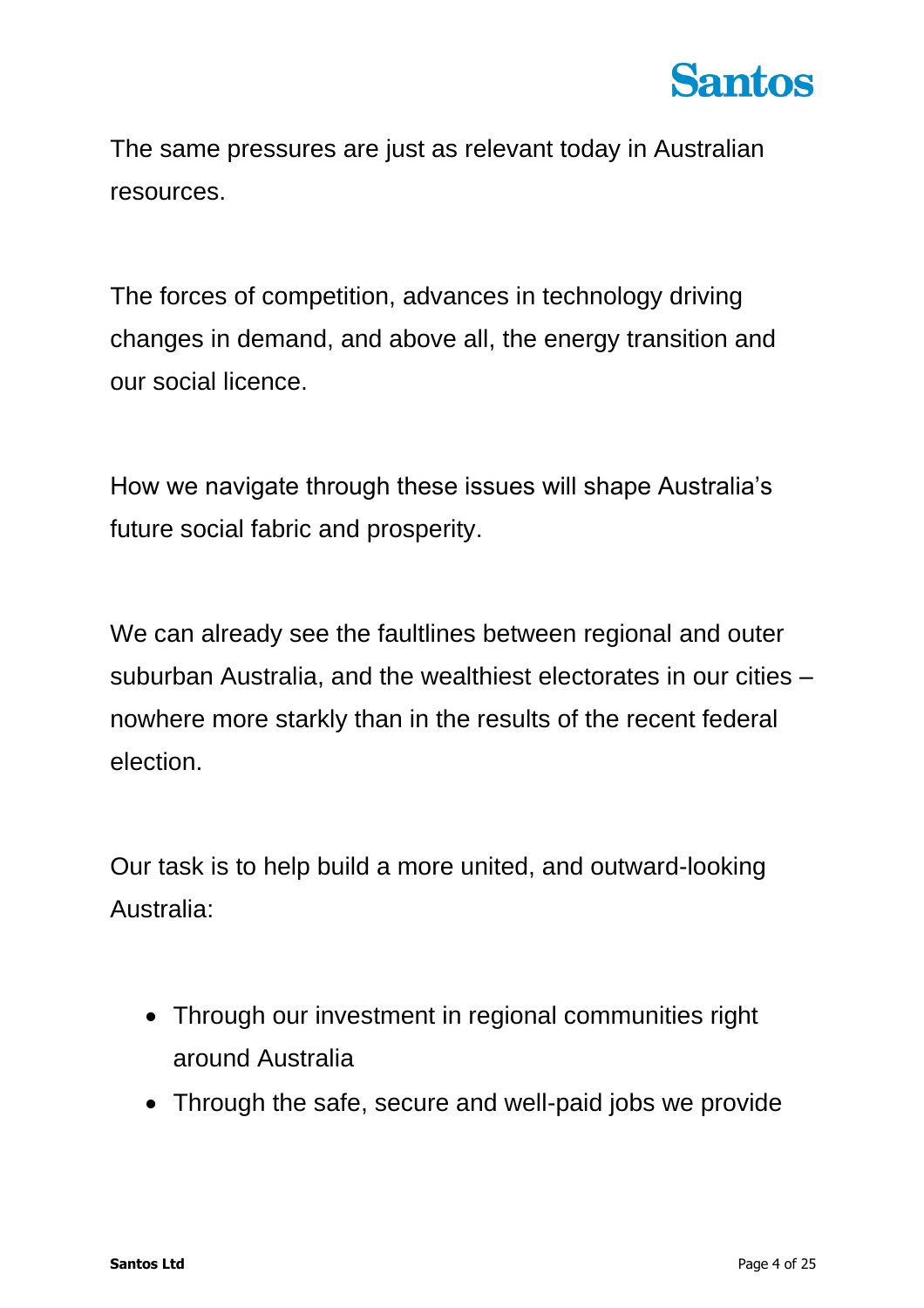The same pressures are just as relevant today in Australian resources.

The forces of competition, advances in technology driving changes in demand, and above all, the energy transition and our social licence.

How we navigate through these issues will shape Australia's future social fabric and prosperity.

We can already see the faultlines between regional and outer suburban Australia, and the wealthiest electorates in our cities – nowhere more starkly than in the results of the recent federal election.

Our task is to help build a more united, and outward-looking Australia:

- Through our investment in regional communities right around Australia
- Through the safe, secure and well-paid jobs we provide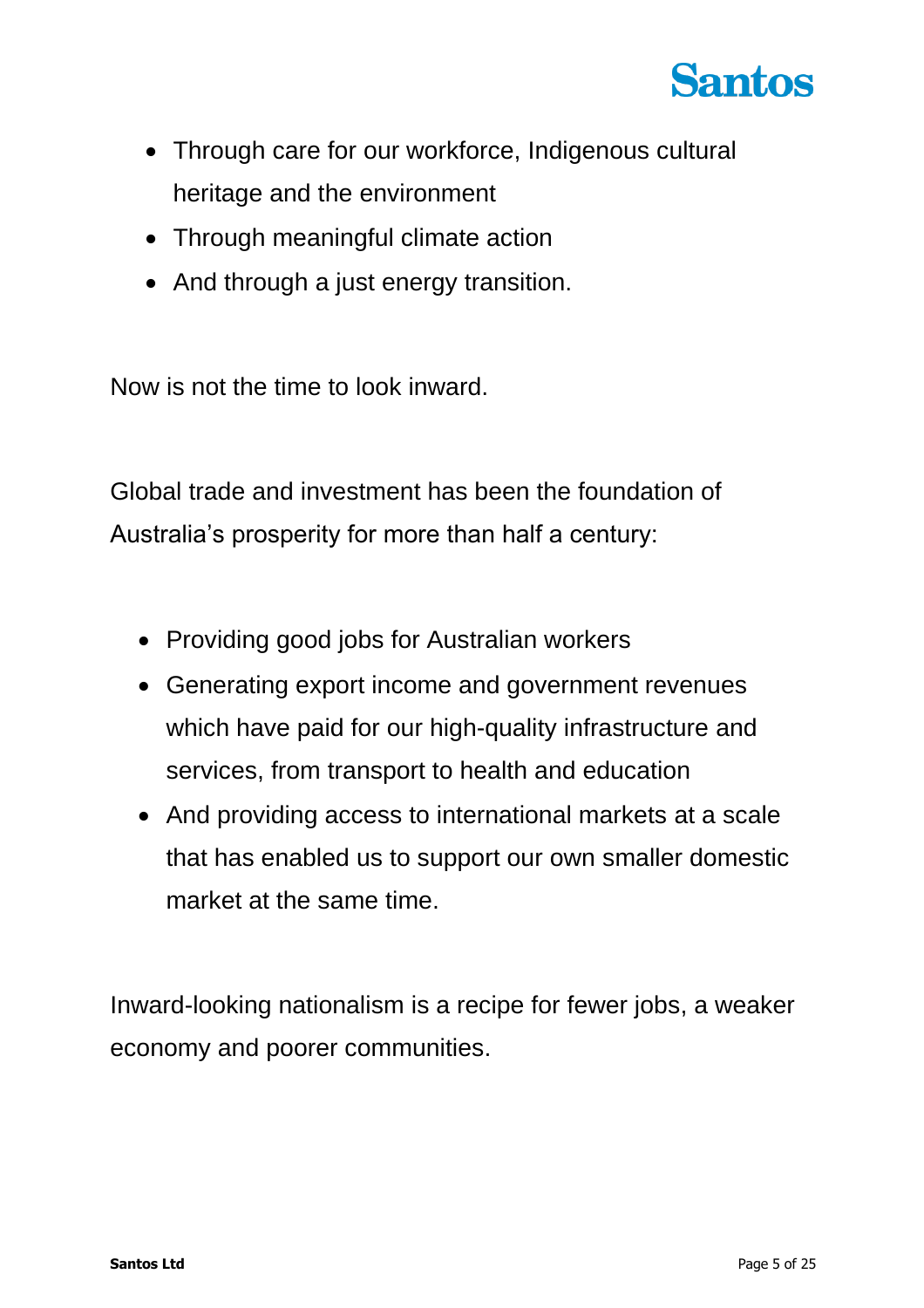- Through care for our workforce, Indigenous cultural heritage and the environment
- Through meaningful climate action
- And through a just energy transition.

Now is not the time to look inward.

Global trade and investment has been the foundation of Australia's prosperity for more than half a century:

- Providing good jobs for Australian workers
- Generating export income and government revenues which have paid for our high-quality infrastructure and services, from transport to health and education
- And providing access to international markets at a scale that has enabled us to support our own smaller domestic market at the same time.

Inward-looking nationalism is a recipe for fewer jobs, a weaker economy and poorer communities.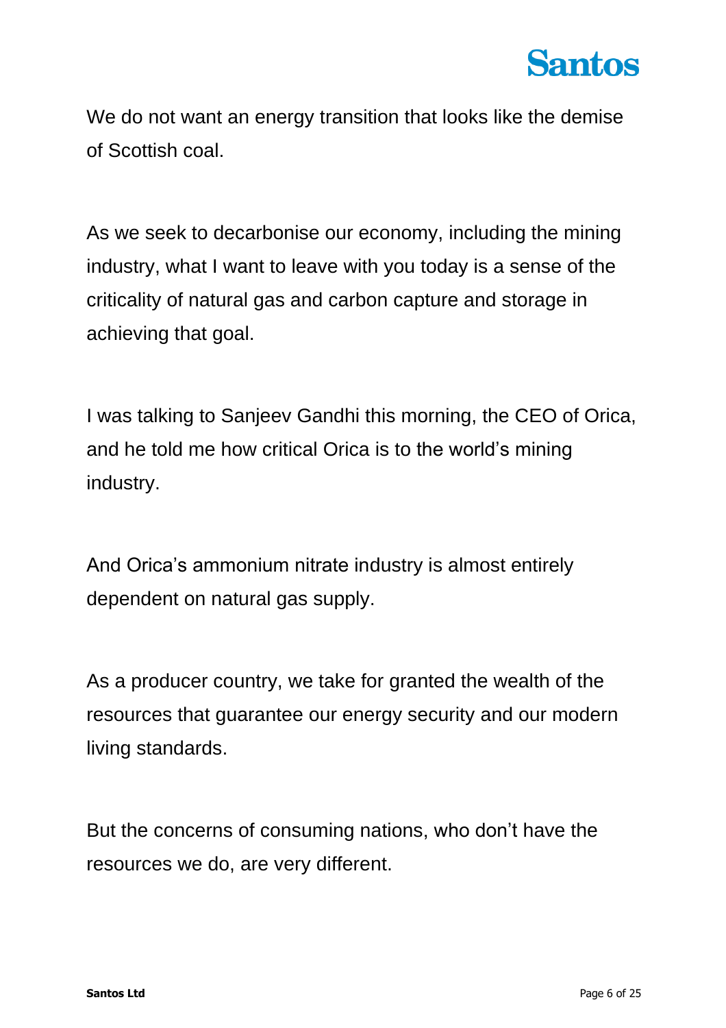We do not want an energy transition that looks like the demise of Scottish coal.

As we seek to decarbonise our economy, including the mining industry, what I want to leave with you today is a sense of the criticality of natural gas and carbon capture and storage in achieving that goal.

I was talking to Sanjeev Gandhi this morning, the CEO of Orica, and he told me how critical Orica is to the world's mining industry.

And Orica's ammonium nitrate industry is almost entirely dependent on natural gas supply.

As a producer country, we take for granted the wealth of the resources that guarantee our energy security and our modern living standards.

But the concerns of consuming nations, who don't have the resources we do, are very different.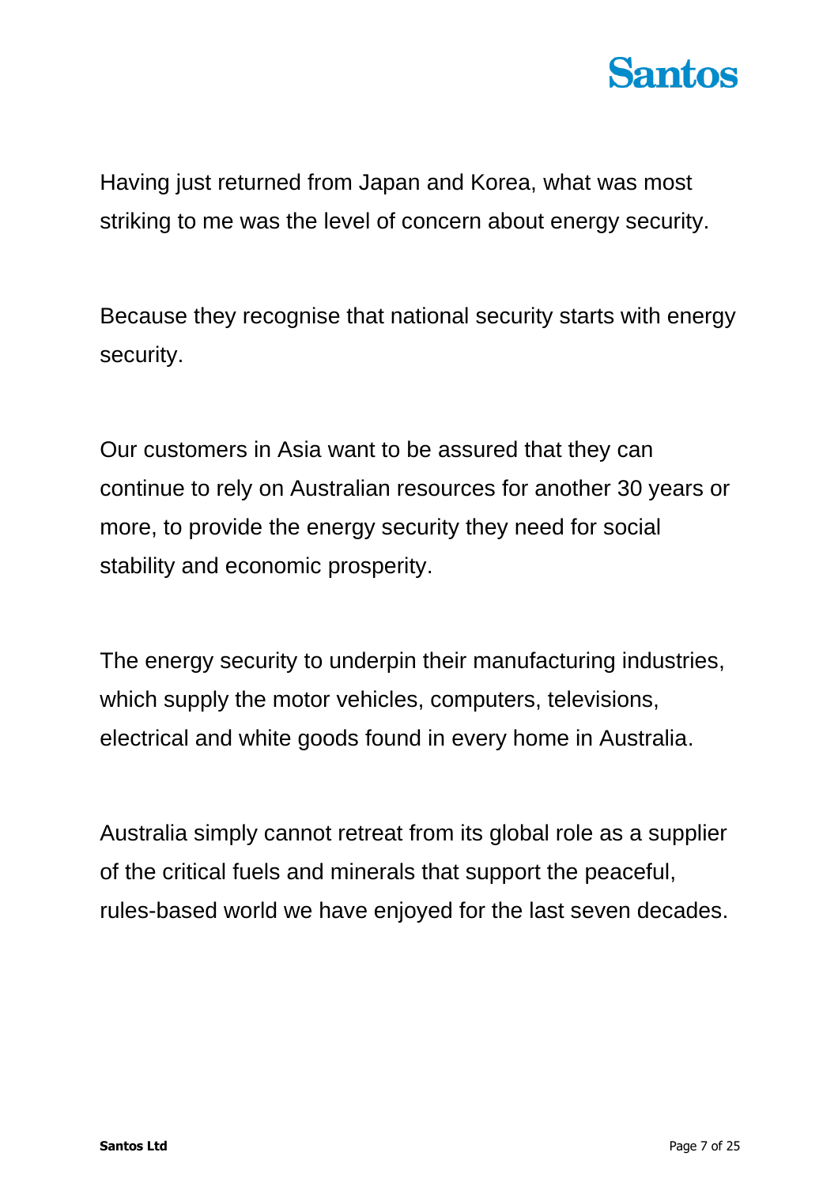Having just returned from Japan and Korea, what was most striking to me was the level of concern about energy security.

Because they recognise that national security starts with energy security.

Our customers in Asia want to be assured that they can continue to rely on Australian resources for another 30 years or more, to provide the energy security they need for social stability and economic prosperity.

The energy security to underpin their manufacturing industries, which supply the motor vehicles, computers, televisions, electrical and white goods found in every home in Australia.

Australia simply cannot retreat from its global role as a supplier of the critical fuels and minerals that support the peaceful, rules-based world we have enjoyed for the last seven decades.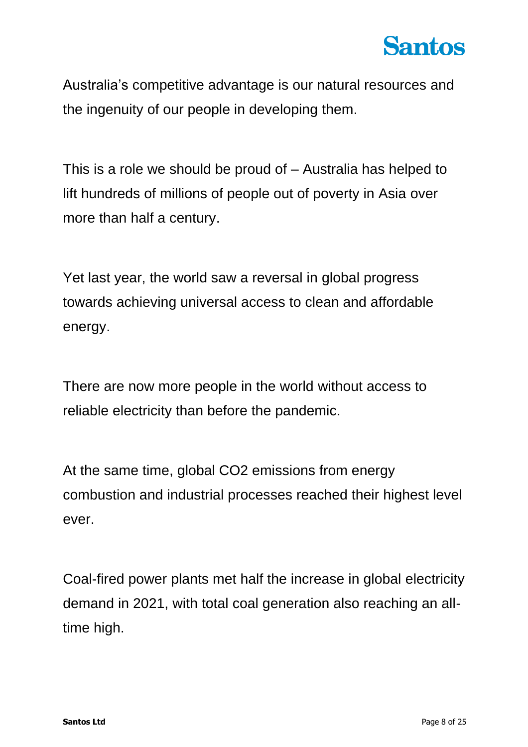Australia's competitive advantage is our natural resources and the ingenuity of our people in developing them.

This is a role we should be proud of – Australia has helped to lift hundreds of millions of people out of poverty in Asia over more than half a century.

Yet last year, the world saw a reversal in global progress towards achieving universal access to clean and affordable energy.

There are now more people in the world without access to reliable electricity than before the pandemic.

At the same time, global $CO_2$ emissions from energy combustion and industrial processes reached their highest level ever.

Coal-fired power plants met half the increase in global electricity demand in 2021, with total coal generation also reaching an all-time high.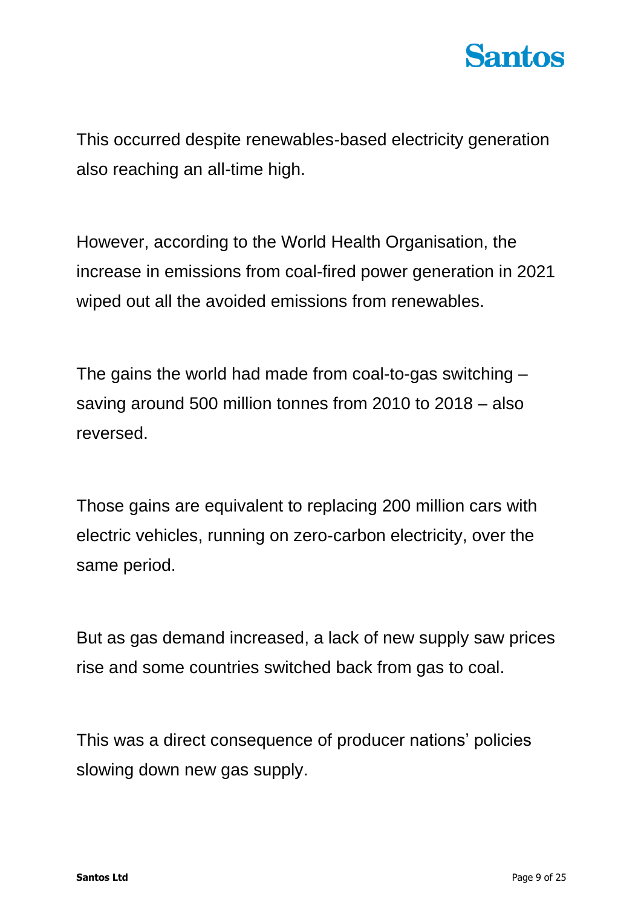This occurred despite renewables-based electricity generation also reaching an all-time high.

However, according to the World Health Organisation, the increase in emissions from coal-fired power generation in 2021 wiped out all the avoided emissions from renewables.

The gains the world had made from coal-to-gas switching – saving around 500 million tonnes from 2010 to 2018 – also reversed.

Those gains are equivalent to replacing 200 million cars with electric vehicles, running on zero-carbon electricity, over the same period.

But as gas demand increased, a lack of new supply saw prices rise and some countries switched back from gas to coal.

This was a direct consequence of producer nations' policies slowing down new gas supply.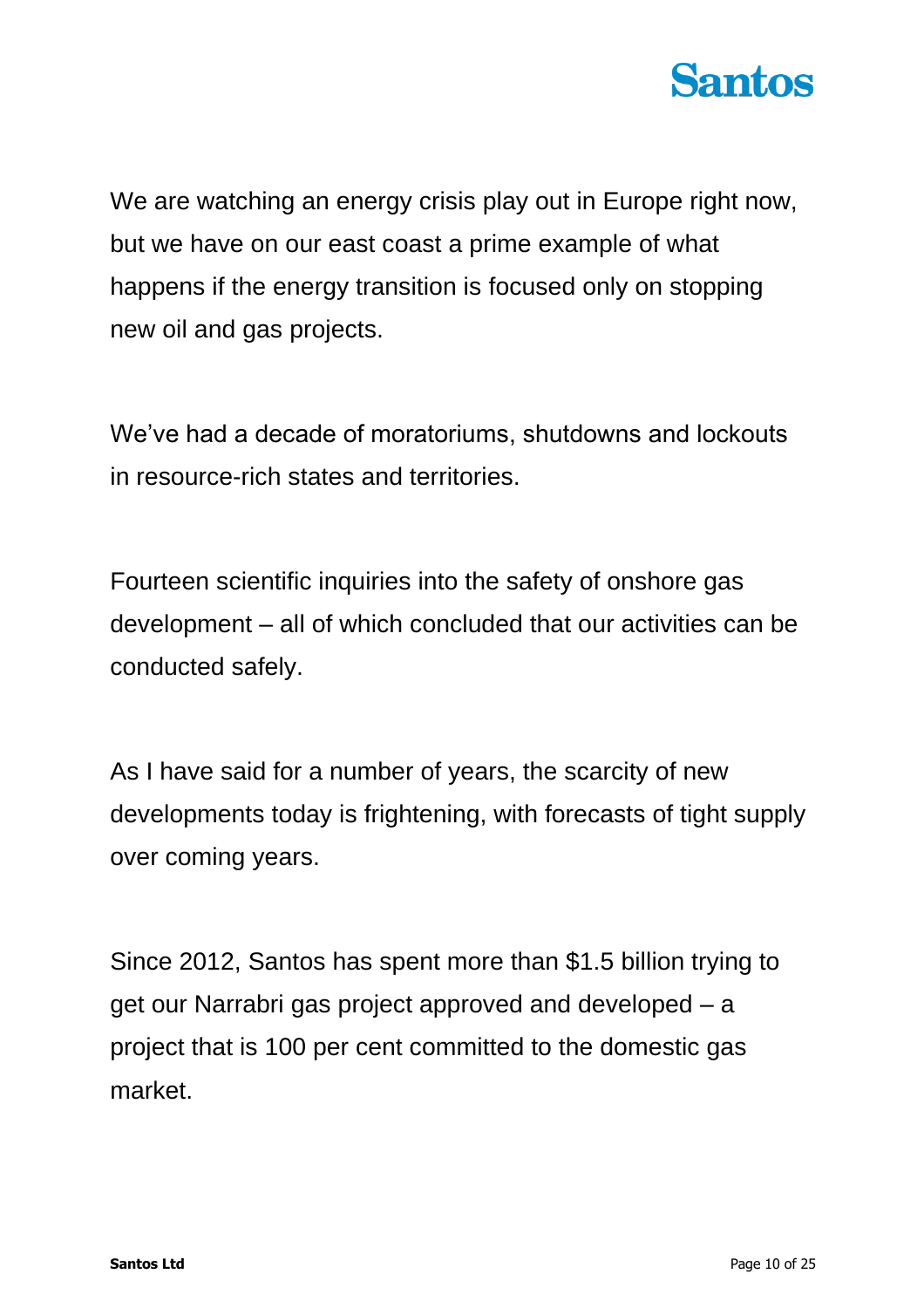We are watching an energy crisis play out in Europe right now, but we have on our east coast a prime example of what happens if the energy transition is focused only on stopping new oil and gas projects.

We've had a decade of moratoriums, shutdowns and lockouts in resource-rich states and territories.

Fourteen scientific inquiries into the safety of onshore gas development – all of which concluded that our activities can be conducted safely.

As I have said for a number of years, the scarcity of new developments today is frightening, with forecasts of tight supply over coming years.

Since 2012, Santos has spent more than $1.5 billion trying to get our Narrabri gas project approved and developed – a project that is 100 per cent committed to the domestic gas market.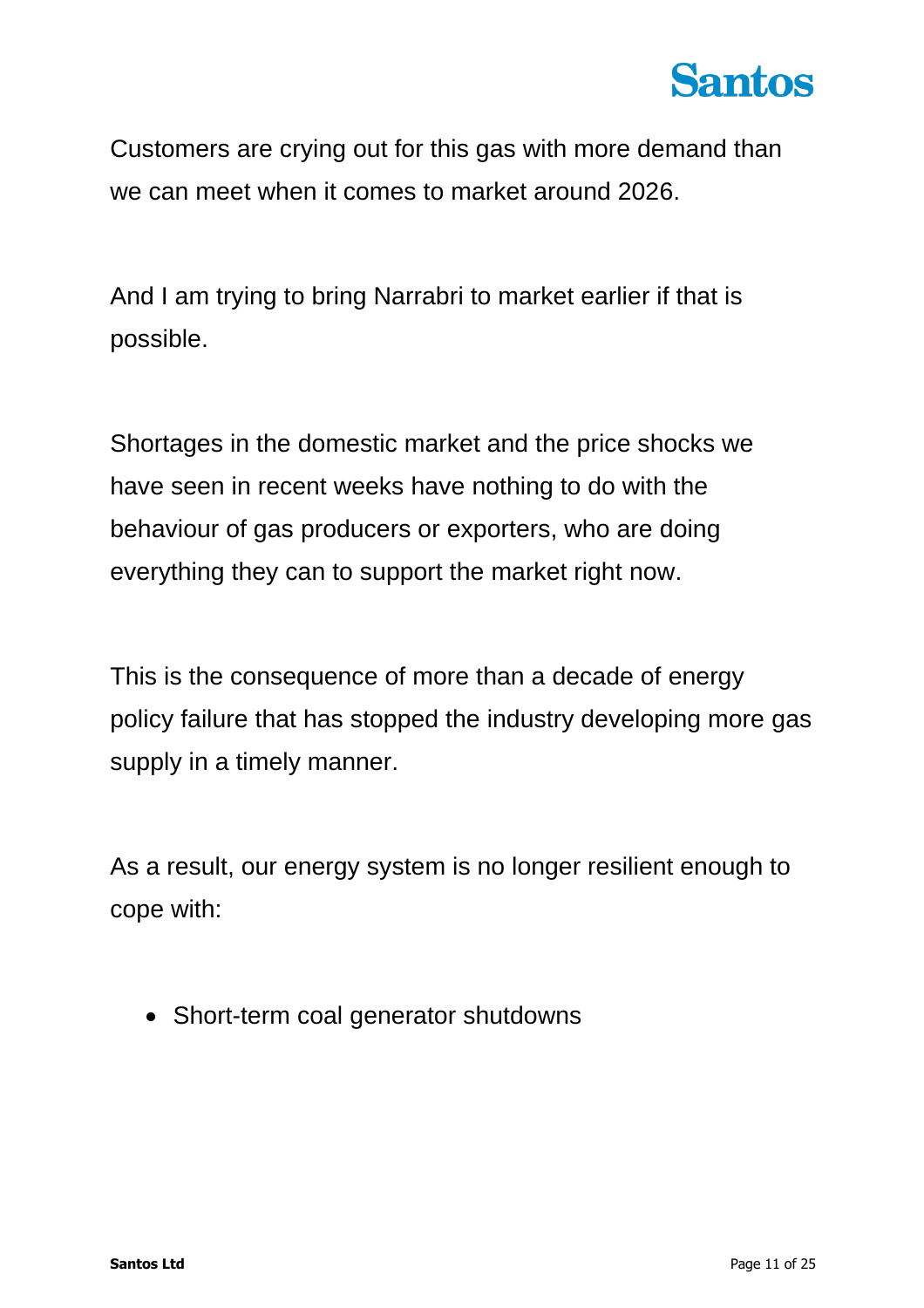Customers are crying out for this gas with more demand than we can meet when it comes to market around 2026.

And I am trying to bring Narrabri to market earlier if that is possible.

Shortages in the domestic market and the price shocks we have seen in recent weeks have nothing to do with the behaviour of gas producers or exporters, who are doing everything they can to support the market right now.

This is the consequence of more than a decade of energy policy failure that has stopped the industry developing more gas supply in a timely manner.

As a result, our energy system is no longer resilient enough to cope with:

- Short-term coal generator shutdowns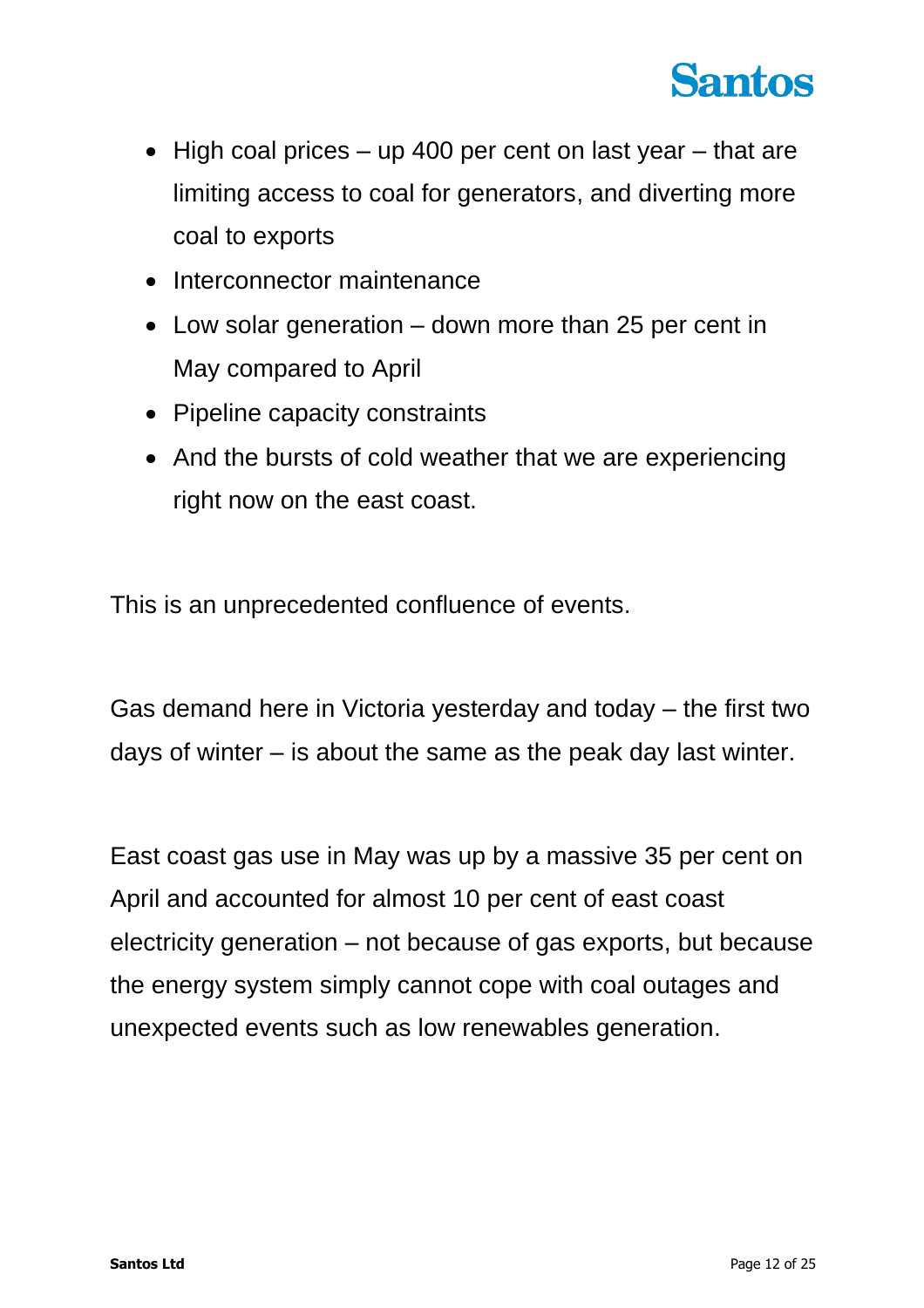- High coal prices – up 400 per cent on last year – that are limiting access to coal for generators, and diverting more coal to exports
- Interconnector maintenance
- Low solar generation – down more than 25 per cent in May compared to April
- Pipeline capacity constraints
- And the bursts of cold weather that we are experiencing right now on the east coast.

This is an unprecedented confluence of events.

Gas demand here in Victoria yesterday and today – the first two days of winter – is about the same as the peak day last winter.

East coast gas use in May was up by a massive 35 per cent on April and accounted for almost 10 per cent of east coast electricity generation – not because of gas exports, but because the energy system simply cannot cope with coal outages and unexpected events such as low renewables generation.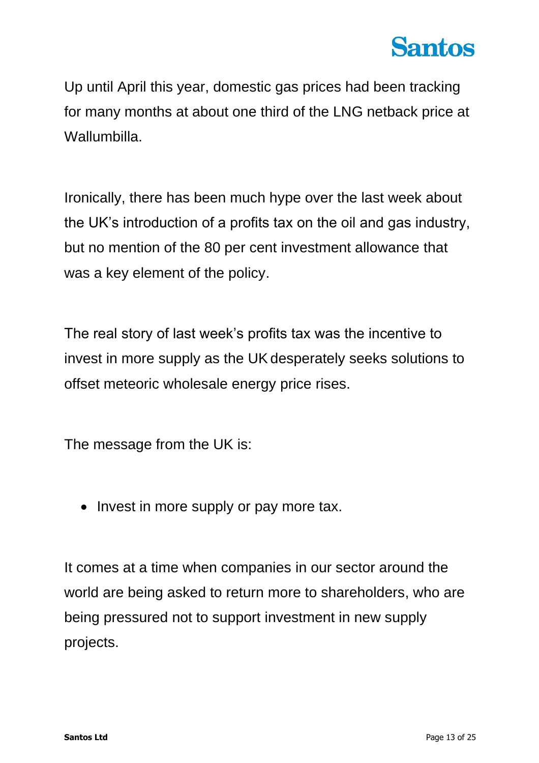Up until April this year, domestic gas prices had been tracking for many months at about one third of the LNG netback price at Wallumbilla.

Ironically, there has been much hype over the last week about the UK's introduction of a profits tax on the oil and gas industry, but no mention of the 80 per cent investment allowance that was a key element of the policy.

The real story of last week's profits tax was the incentive to invest in more supply as the UK desperately seeks solutions to offset meteoric wholesale energy price rises.

The message from the UK is:

- Invest in more supply or pay more tax.

It comes at a time when companies in our sector around the world are being asked to return more to shareholders, who are being pressured not to support investment in new supply projects.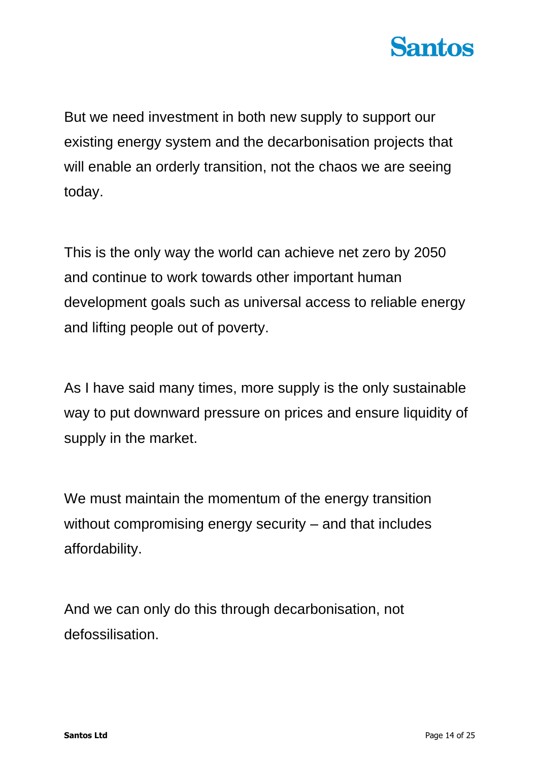But we need investment in both new supply to support our existing energy system and the decarbonisation projects that will enable an orderly transition, not the chaos we are seeing today.

This is the only way the world can achieve net zero by 2050 and continue to work towards other important human development goals such as universal access to reliable energy and lifting people out of poverty.

As I have said many times, more supply is the only sustainable way to put downward pressure on prices and ensure liquidity of supply in the market.

We must maintain the momentum of the energy transition without compromising energy security – and that includes affordability.

And we can only do this through decarbonisation, not defossilisation.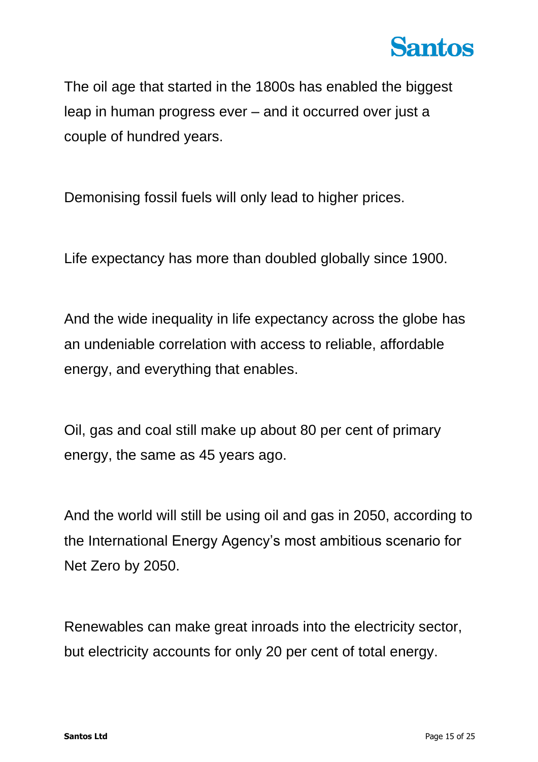The oil age that started in the 1800s has enabled the biggest leap in human progress ever – and it occurred over just a couple of hundred years.

Demonising fossil fuels will only lead to higher prices.

Life expectancy has more than doubled globally since 1900.

And the wide inequality in life expectancy across the globe has an undeniable correlation with access to reliable, affordable energy, and everything that enables.

Oil, gas and coal still make up about 80 per cent of primary energy, the same as 45 years ago.

And the world will still be using oil and gas in 2050, according to the International Energy Agency's most ambitious scenario for Net Zero by 2050.

Renewables can make great inroads into the electricity sector, but electricity accounts for only 20 per cent of total energy.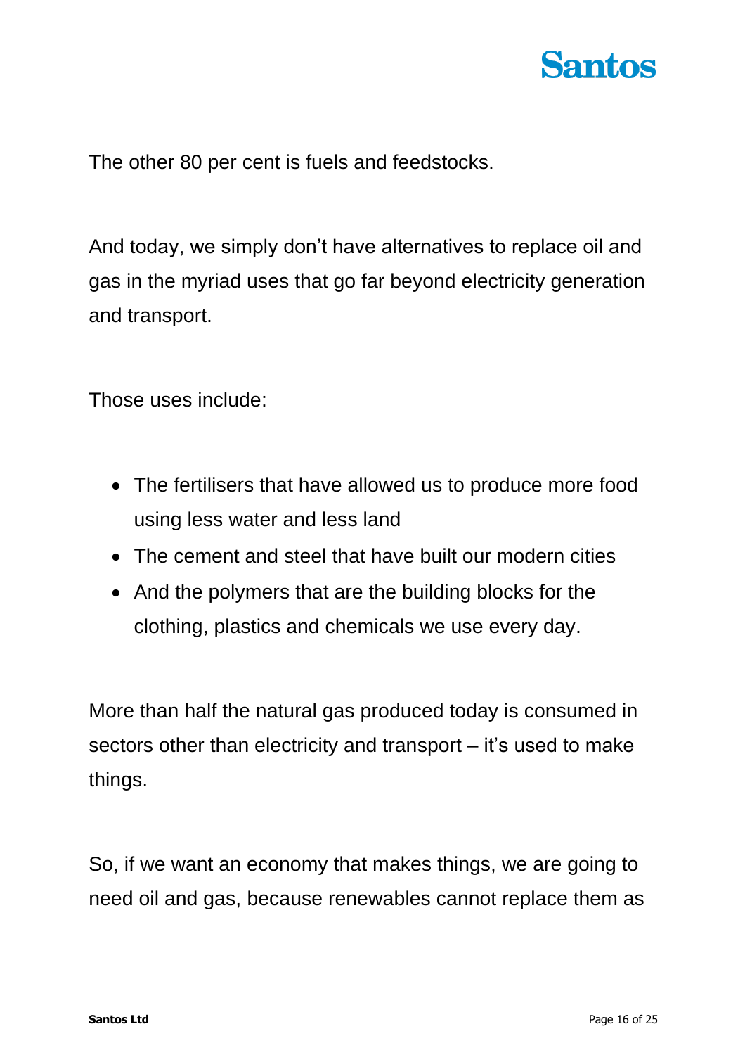The other 80 per cent is fuels and feedstocks.

And today, we simply don't have alternatives to replace oil and gas in the myriad uses that go far beyond electricity generation and transport.

Those uses include:

- The fertilisers that have allowed us to produce more food using less water and less land
- The cement and steel that have built our modern cities
- And the polymers that are the building blocks for the clothing, plastics and chemicals we use every day.

More than half the natural gas produced today is consumed in sectors other than electricity and transport – it's used to make things.

So, if we want an economy that makes things, we are going to need oil and gas, because renewables cannot replace them as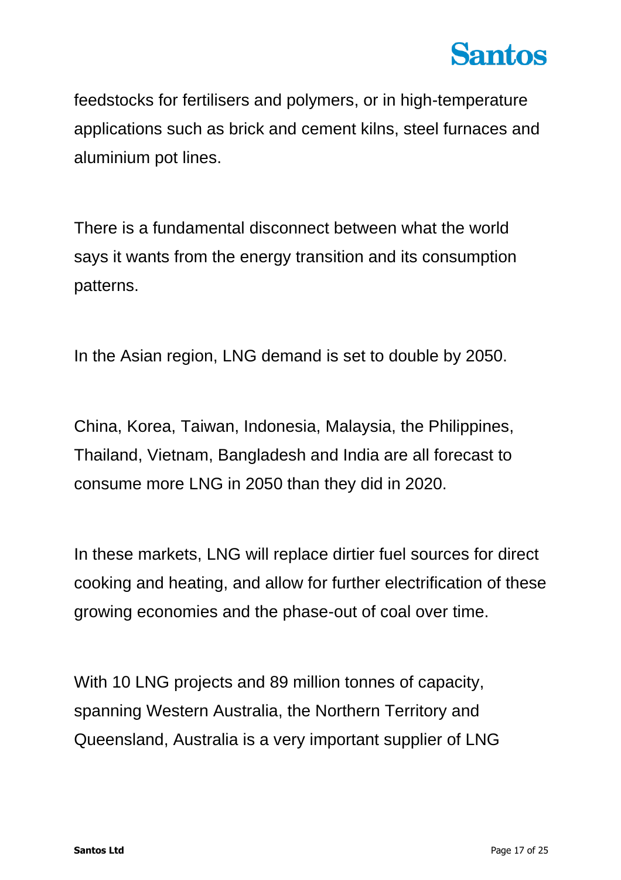feedstocks for fertilisers and polymers, or in high-temperature applications such as brick and cement kilns, steel furnaces and aluminium pot lines.

There is a fundamental disconnect between what the world says it wants from the energy transition and its consumption patterns.

In the Asian region, LNG demand is set to double by 2050.

China, Korea, Taiwan, Indonesia, Malaysia, the Philippines, Thailand, Vietnam, Bangladesh and India are all forecast to consume more LNG in 2050 than they did in 2020.

In these markets, LNG will replace dirtier fuel sources for direct cooking and heating, and allow for further electrification of these growing economies and the phase-out of coal over time.

With 10 LNG projects and 89 million tonnes of capacity, spanning Western Australia, the Northern Territory and Queensland, Australia is a very important supplier of LNG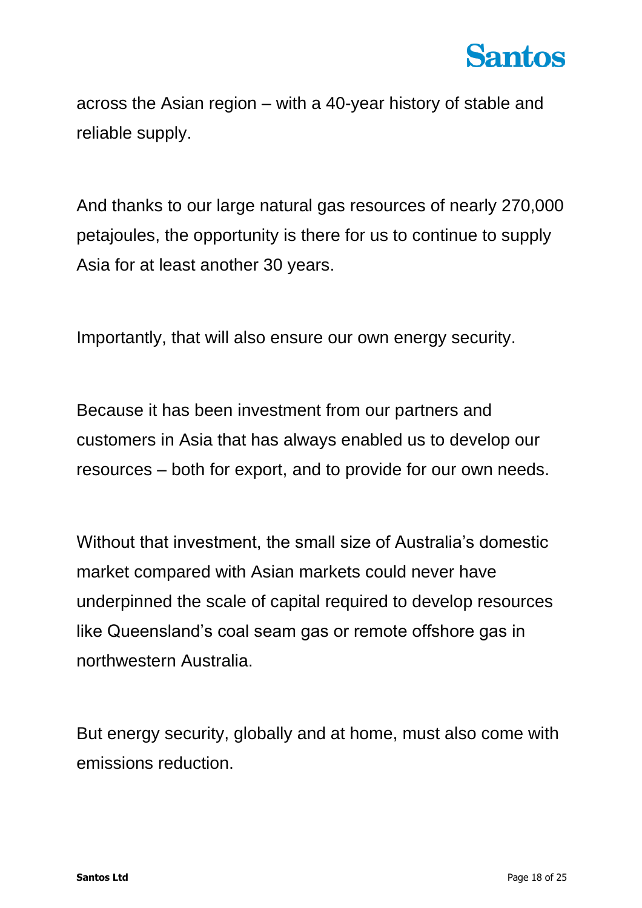across the Asian region – with a 40-year history of stable and reliable supply.

And thanks to our large natural gas resources of nearly 270,000 petajoules, the opportunity is there for us to continue to supply Asia for at least another 30 years.

Importantly, that will also ensure our own energy security.

Because it has been investment from our partners and customers in Asia that has always enabled us to develop our resources – both for export, and to provide for our own needs.

Without that investment, the small size of Australia's domestic market compared with Asian markets could never have underpinned the scale of capital required to develop resources like Queensland's coal seam gas or remote offshore gas in northwestern Australia.

But energy security, globally and at home, must also come with emissions reduction.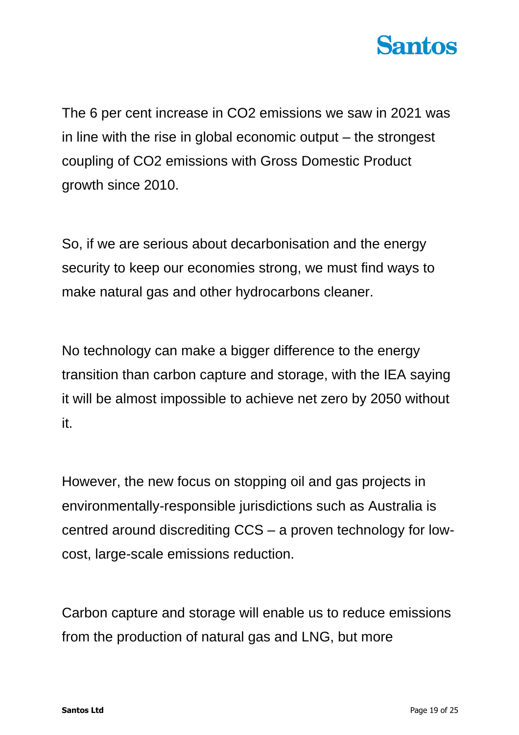The 6 per cent increase in $CO_2$ emissions we saw in 2021 was in line with the rise in global economic output – the strongest coupling of $CO_2$ emissions with Gross Domestic Product growth since 2010.

So, if we are serious about decarbonisation and the energy security to keep our economies strong, we must find ways to make natural gas and other hydrocarbons cleaner.

No technology can make a bigger difference to the energy transition than carbon capture and storage, with the IEA saying it will be almost impossible to achieve net zero by 2050 without it.

However, the new focus on stopping oil and gas projects in environmentally-responsible jurisdictions such as Australia is centred around discrediting CCS – a proven technology for low-cost, large-scale emissions reduction.

Carbon capture and storage will enable us to reduce emissions from the production of natural gas and LNG, but more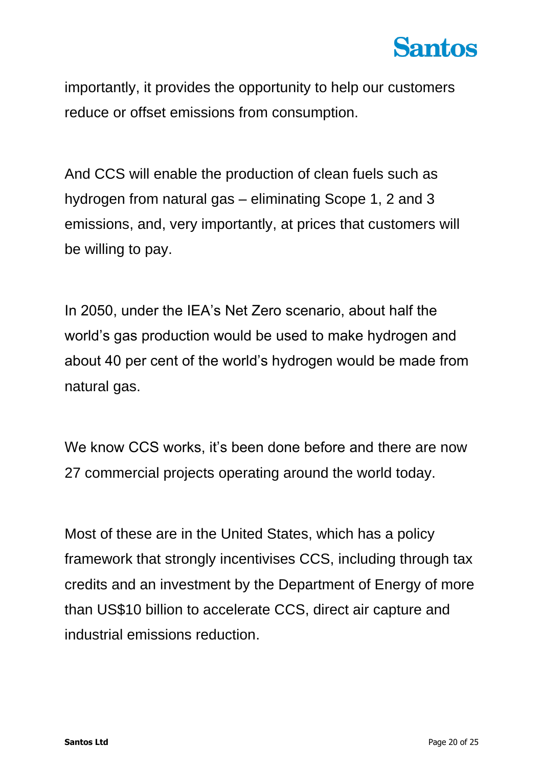importantly, it provides the opportunity to help our customers reduce or offset emissions from consumption.

And CCS will enable the production of clean fuels such as hydrogen from natural gas – eliminating Scope 1, 2 and 3 emissions, and, very importantly, at prices that customers will be willing to pay.

In 2050, under the IEA's Net Zero scenario, about half the world's gas production would be used to make hydrogen and about 40 per cent of the world's hydrogen would be made from natural gas.

We know CCS works, it's been done before and there are now 27 commercial projects operating around the world today.

Most of these are in the United States, which has a policy framework that strongly incentivises CCS, including through tax credits and an investment by the Department of Energy of more than US$10 billion to accelerate CCS, direct air capture and industrial emissions reduction.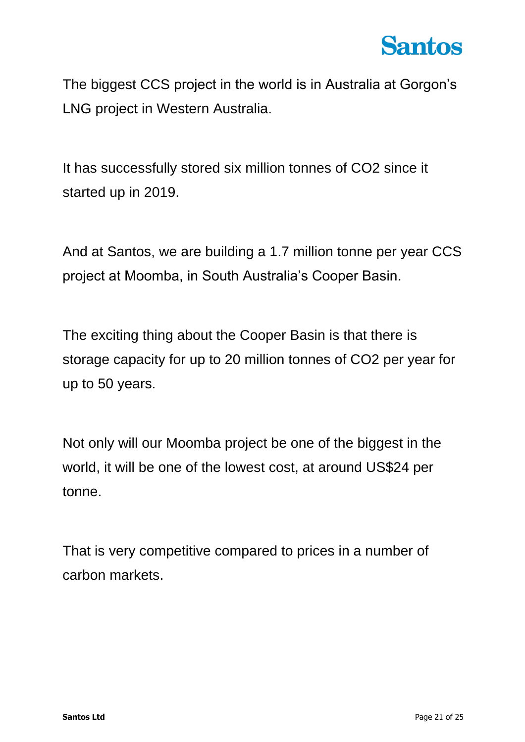The biggest CCS project in the world is in Australia at Gorgon's LNG project in Western Australia.

It has successfully stored six million tonnes of $CO_2$ since it started up in 2019.

And at Santos, we are building a 1.7 million tonne per year CCS project at Moomba, in South Australia's Cooper Basin.

The exciting thing about the Cooper Basin is that there is storage capacity for up to 20 million tonnes of $CO_2$ per year for up to 50 years.

Not only will our Moomba project be one of the biggest in the world, it will be one of the lowest cost, at around US$24 per tonne.

That is very competitive compared to prices in a number of carbon markets.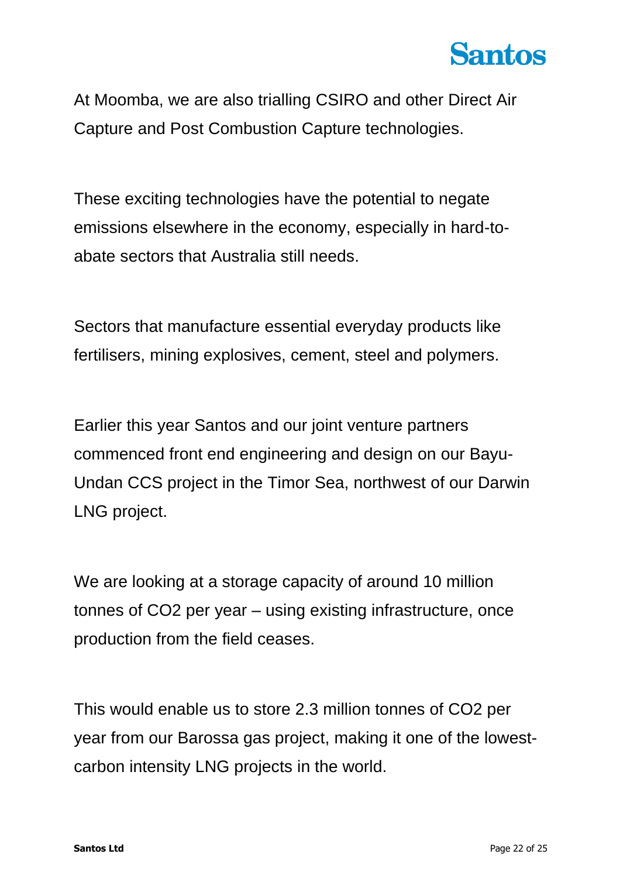At Moomba, we are also trialling CSIRO and other Direct Air Capture and Post Combustion Capture technologies.

These exciting technologies have the potential to negate emissions elsewhere in the economy, especially in hard-to-abate sectors that Australia still needs.

Sectors that manufacture essential everyday products like fertilisers, mining explosives, cement, steel and polymers.

Earlier this year Santos and our joint venture partners commenced front end engineering and design on our Bayu-Undan CCS project in the Timor Sea, northwest of our Darwin LNG project.

We are looking at a storage capacity of around 10 million tonnes of $CO_2$ per year – using existing infrastructure, once production from the field ceases.

This would enable us to store 2.3 million tonnes of $CO_2$ per year from our Barossa gas project, making it one of the lowest-carbon intensity LNG projects in the world.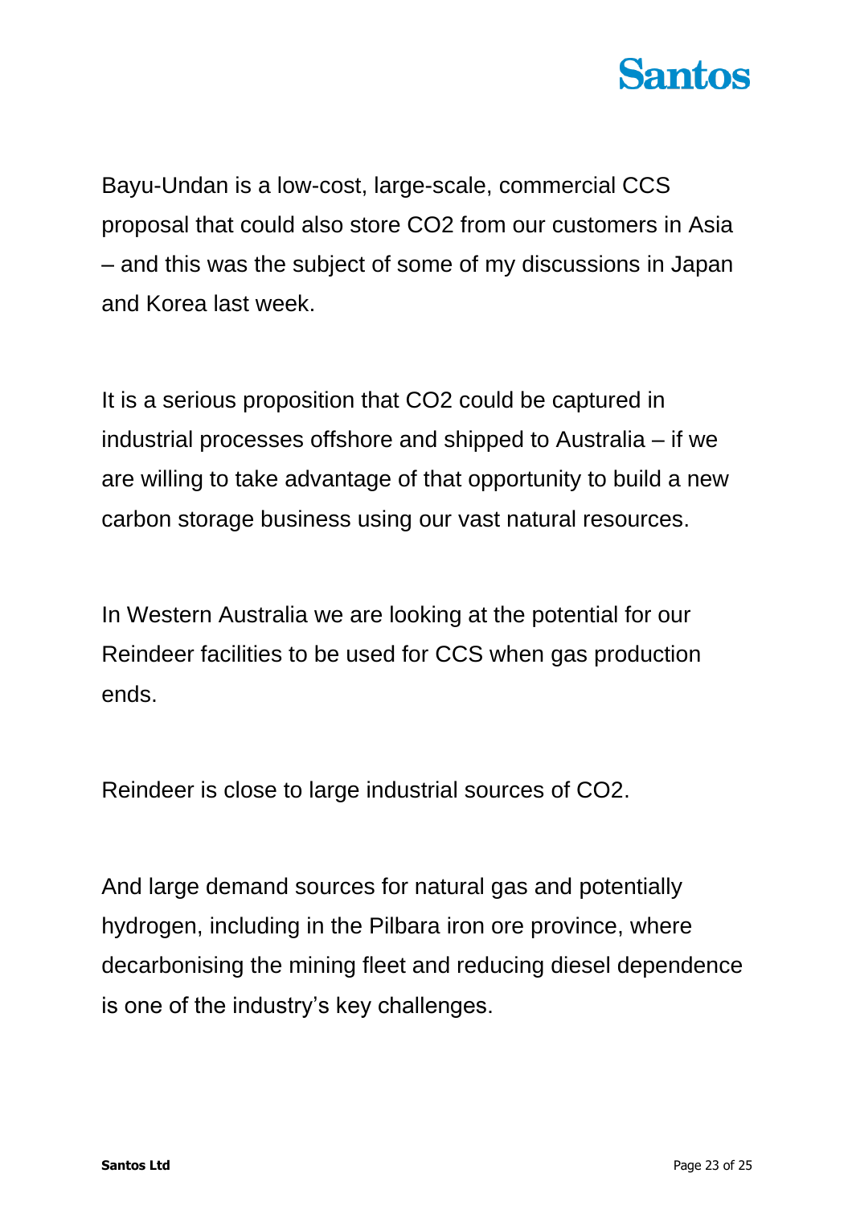Bayu-Undan is a low-cost, large-scale, commercial CCS proposal that could also store $CO_2$ from our customers in Asia – and this was the subject of some of my discussions in Japan and Korea last week.

It is a serious proposition that $CO_2$ could be captured in industrial processes offshore and shipped to Australia – if we are willing to take advantage of that opportunity to build a new carbon storage business using our vast natural resources.

In Western Australia we are looking at the potential for our Reindeer facilities to be used for CCS when gas production ends.

Reindeer is close to large industrial sources of $CO_2$.

And large demand sources for natural gas and potentially hydrogen, including in the Pilbara iron ore province, where decarbonising the mining fleet and reducing diesel dependence is one of the industry's key challenges.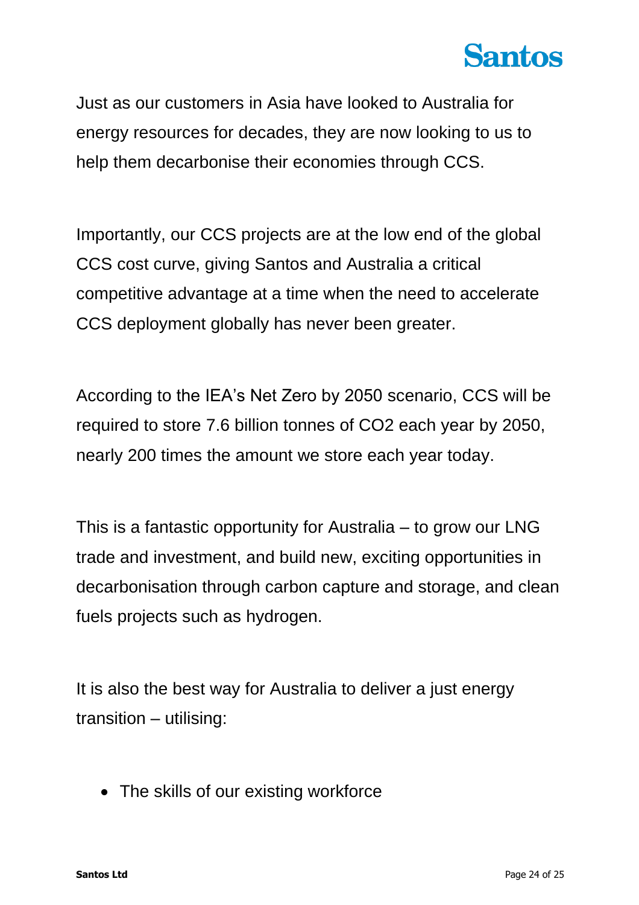Just as our customers in Asia have looked to Australia for energy resources for decades, they are now looking to us to help them decarbonise their economies through CCS.

Importantly, our CCS projects are at the low end of the global CCS cost curve, giving Santos and Australia a critical competitive advantage at a time when the need to accelerate CCS deployment globally has never been greater.

According to the IEA's Net Zero by 2050 scenario, CCS will be required to store 7.6 billion tonnes of $CO_2$ each year by 2050, nearly 200 times the amount we store each year today.

This is a fantastic opportunity for Australia – to grow our LNG trade and investment, and build new, exciting opportunities in decarbonisation through carbon capture and storage, and clean fuels projects such as hydrogen.

It is also the best way for Australia to deliver a just energy transition – utilising:

- The skills of our existing workforce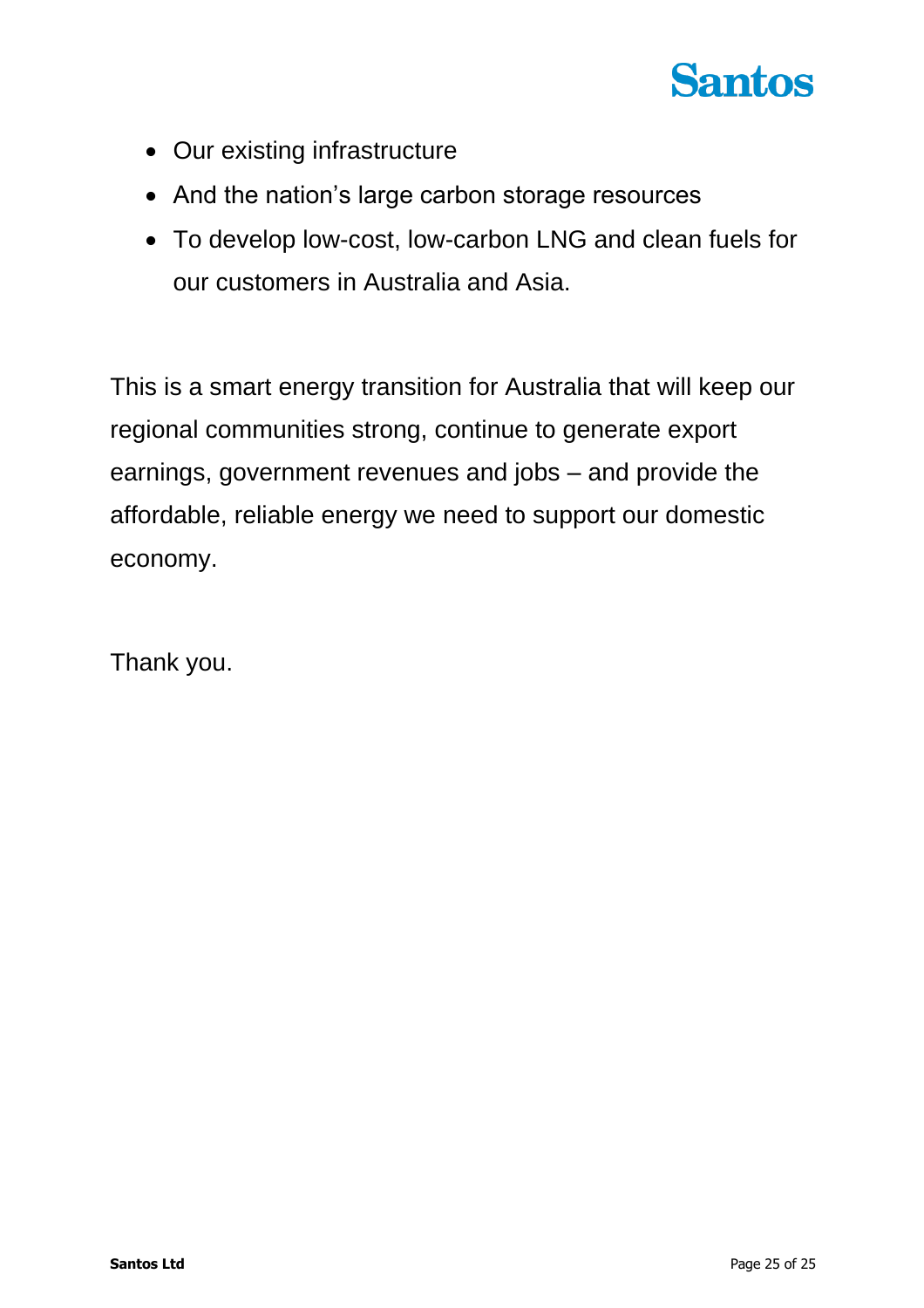- Our existing infrastructure
- And the nation's large carbon storage resources
- To develop low-cost, low-carbon LNG and clean fuels for our customers in Australia and Asia.

This is a smart energy transition for Australia that will keep our regional communities strong, continue to generate export earnings, government revenues and jobs – and provide the affordable, reliable energy we need to support our domestic economy.

Thank you.